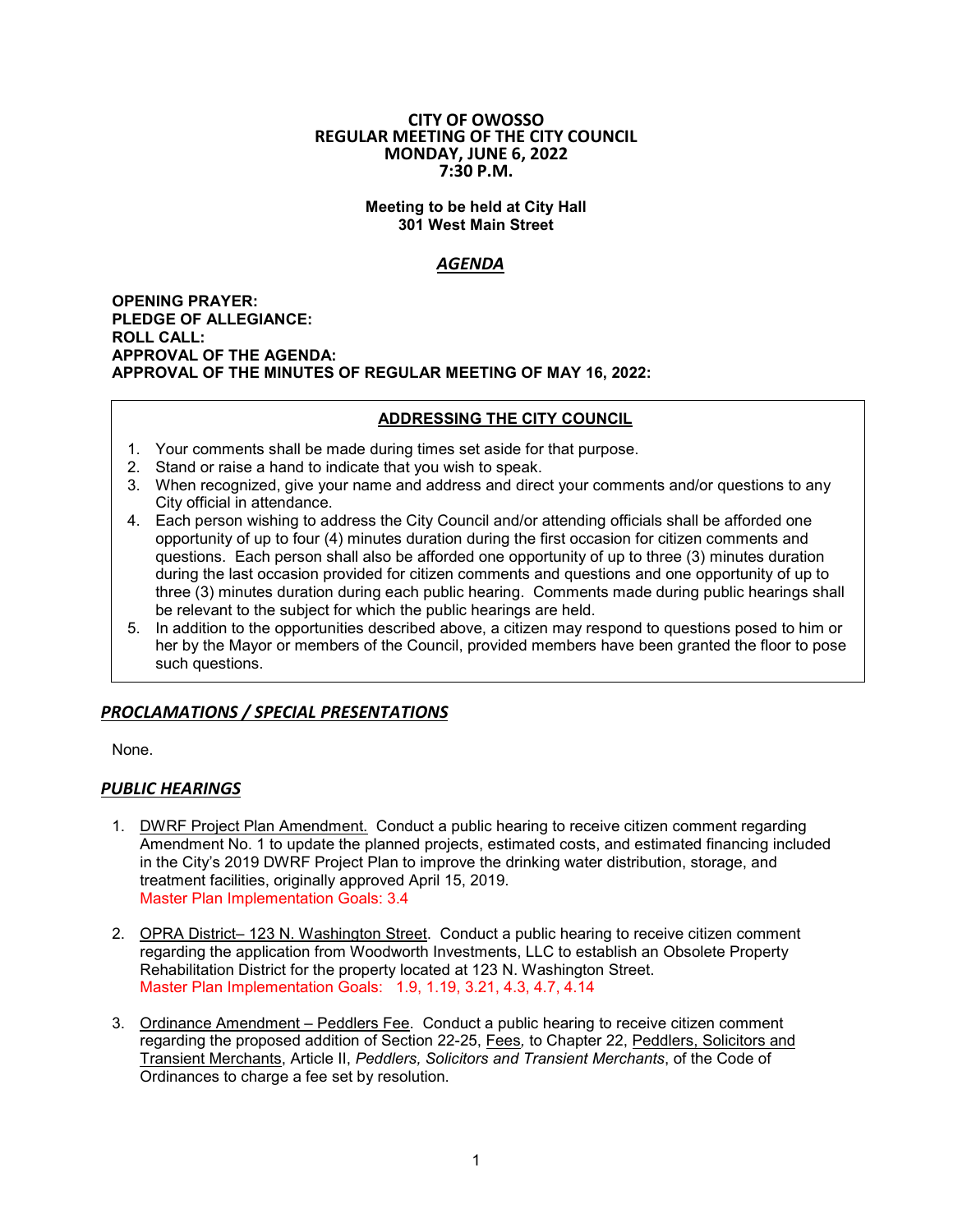# CITY OF OWOSSO
## REGULAR MEETING OF THE CITY COUNCIL
## MONDAY, JUNE 6, 2022
## 7:30 P.M.

**Meeting to be held at City Hall**
**301 West Main Street**

## *AGENDA*

**OPENING PRAYER:**
**PLEDGE OF ALLEGIANCE:**
**ROLL CALL:**
**APPROVAL OF THE AGENDA:**
**APPROVAL OF THE MINUTES OF REGULAR MEETING OF MAY 16, 2022:**

---

**ADDRESSING THE CITY COUNCIL**

1. Your comments shall be made during times set aside for that purpose.
2. Stand or raise a hand to indicate that you wish to speak.
3. When recognized, give your name and address and direct your comments and/or questions to any City official in attendance.
4. Each person wishing to address the City Council and/or attending officials shall be afforded one opportunity of up to four (4) minutes duration during the first occasion for citizen comments and questions. Each person shall also be afforded one opportunity of up to three (3) minutes duration during the last occasion provided for citizen comments and questions and one opportunity of up to three (3) minutes duration during each public hearing. Comments made during public hearings shall be relevant to the subject for which the public hearings are held.
5. In addition to the opportunities described above, a citizen may respond to questions posed to him or her by the Mayor or members of the Council, provided members have been granted the floor to pose such questions.

---

## *PROCLAMATIONS / SPECIAL PRESENTATIONS*

None.

## *PUBLIC HEARINGS*

1. DWRF Project Plan Amendment. Conduct a public hearing to receive citizen comment regarding Amendment No. 1 to update the planned projects, estimated costs, and estimated financing included in the City's 2019 DWRF Project Plan to improve the drinking water distribution, storage, and treatment facilities, originally approved April 15, 2019.
   Master Plan Implementation Goals: 3.4

2. OPRA District– 123 N. Washington Street. Conduct a public hearing to receive citizen comment regarding the application from Woodworth Investments, LLC to establish an Obsolete Property Rehabilitation District for the property located at 123 N. Washington Street.
   Master Plan Implementation Goals: 1.9, 1.19, 3.21, 4.3, 4.7, 4.14

3. Ordinance Amendment – Peddlers Fee. Conduct a public hearing to receive citizen comment regarding the proposed addition of Section 22-25, Fees, to Chapter 22, Peddlers, Solicitors and Transient Merchants, Article II, *Peddlers, Solicitors and Transient Merchants*, of the Code of Ordinances to charge a fee set by resolution.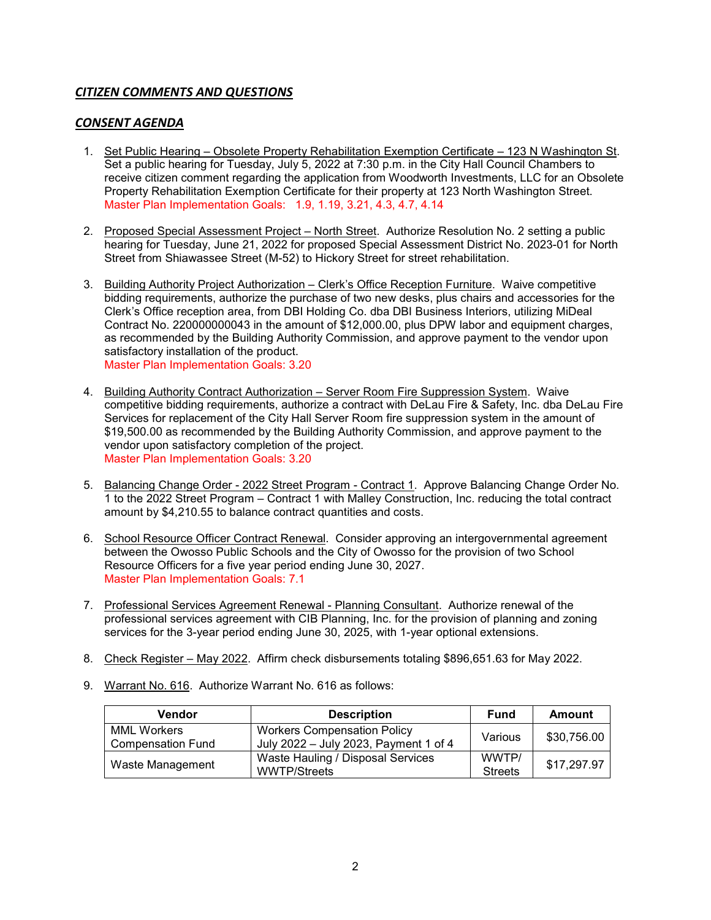## ***CITIZEN COMMENTS AND QUESTIONS***

## ***CONSENT AGENDA***

1. Set Public Hearing – Obsolete Property Rehabilitation Exemption Certificate – 123 N Washington St. Set a public hearing for Tuesday, July 5, 2022 at 7:30 p.m. in the City Hall Council Chambers to receive citizen comment regarding the application from Woodworth Investments, LLC for an Obsolete Property Rehabilitation Exemption Certificate for their property at 123 North Washington Street.
   Master Plan Implementation Goals: 1.9, 1.19, 3.21, 4.3, 4.7, 4.14

2. Proposed Special Assessment Project – North Street. Authorize Resolution No. 2 setting a public hearing for Tuesday, June 21, 2022 for proposed Special Assessment District No. 2023-01 for North Street from Shiawassee Street (M-52) to Hickory Street for street rehabilitation.

3. Building Authority Project Authorization – Clerk's Office Reception Furniture. Waive competitive bidding requirements, authorize the purchase of two new desks, plus chairs and accessories for the Clerk's Office reception area, from DBI Holding Co. dba DBI Business Interiors, utilizing MiDeal Contract No. 220000000043 in the amount of $12,000.00, plus DPW labor and equipment charges, as recommended by the Building Authority Commission, and approve payment to the vendor upon satisfactory installation of the product.
   Master Plan Implementation Goals: 3.20

4. Building Authority Contract Authorization – Server Room Fire Suppression System. Waive competitive bidding requirements, authorize a contract with DeLau Fire & Safety, Inc. dba DeLau Fire Services for replacement of the City Hall Server Room fire suppression system in the amount of $19,500.00 as recommended by the Building Authority Commission, and approve payment to the vendor upon satisfactory completion of the project.
   Master Plan Implementation Goals: 3.20

5. Balancing Change Order - 2022 Street Program - Contract 1. Approve Balancing Change Order No. 1 to the 2022 Street Program – Contract 1 with Malley Construction, Inc. reducing the total contract amount by $4,210.55 to balance contract quantities and costs.

6. School Resource Officer Contract Renewal. Consider approving an intergovernmental agreement between the Owosso Public Schools and the City of Owosso for the provision of two School Resource Officers for a five year period ending June 30, 2027.
   Master Plan Implementation Goals: 7.1

7. Professional Services Agreement Renewal - Planning Consultant. Authorize renewal of the professional services agreement with CIB Planning, Inc. for the provision of planning and zoning services for the 3-year period ending June 30, 2025, with 1-year optional extensions.

8. Check Register – May 2022. Affirm check disbursements totaling $896,651.63 for May 2022.

9. Warrant No. 616. Authorize Warrant No. 616 as follows:

| Vendor | Description | Fund | Amount |
|---|---|---|---|
| MML Workers Compensation Fund | Workers Compensation Policy July 2022 – July 2023, Payment 1 of 4 | Various | $30,756.00 |
| Waste Management | Waste Hauling / Disposal Services WWTP/Streets | WWTP/ Streets | $17,297.97 |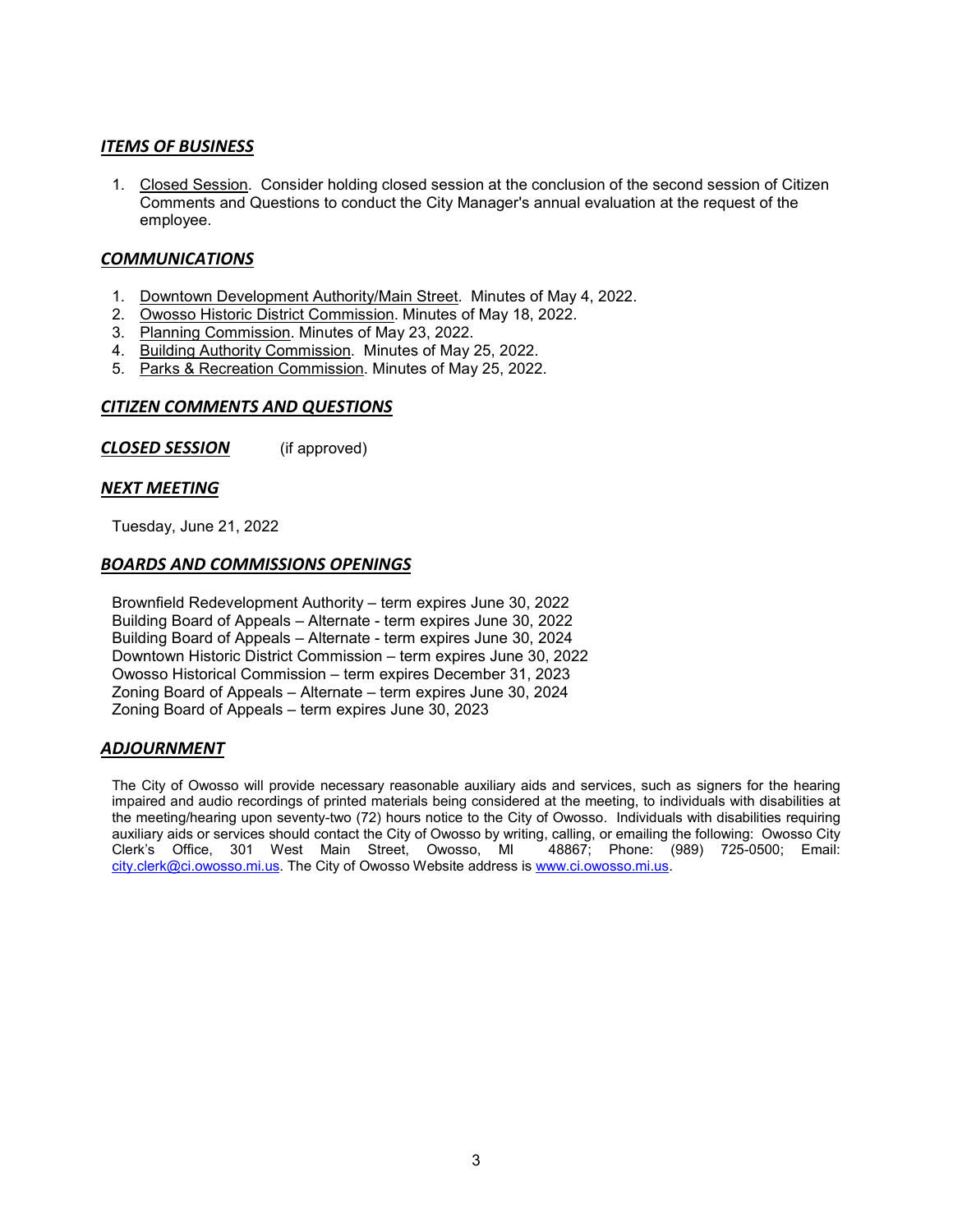## ***ITEMS OF BUSINESS***

1. Closed Session. Consider holding closed session at the conclusion of the second session of Citizen Comments and Questions to conduct the City Manager's annual evaluation at the request of the employee.

## ***COMMUNICATIONS***

1. Downtown Development Authority/Main Street. Minutes of May 4, 2022.
2. Owosso Historic District Commission. Minutes of May 18, 2022.
3. Planning Commission. Minutes of May 23, 2022.
4. Building Authority Commission. Minutes of May 25, 2022.
5. Parks & Recreation Commission. Minutes of May 25, 2022.

## ***CITIZEN COMMENTS AND QUESTIONS***

## ***CLOSED SESSION*** (if approved)

## ***NEXT MEETING***

Tuesday, June 21, 2022

## ***BOARDS AND COMMISSIONS OPENINGS***

Brownfield Redevelopment Authority – term expires June 30, 2022
Building Board of Appeals – Alternate - term expires June 30, 2022
Building Board of Appeals – Alternate - term expires June 30, 2024
Downtown Historic District Commission – term expires June 30, 2022
Owosso Historical Commission – term expires December 31, 2023
Zoning Board of Appeals – Alternate – term expires June 30, 2024
Zoning Board of Appeals – term expires June 30, 2023

## ***ADJOURNMENT***

The City of Owosso will provide necessary reasonable auxiliary aids and services, such as signers for the hearing impaired and audio recordings of printed materials being considered at the meeting, to individuals with disabilities at the meeting/hearing upon seventy-two (72) hours notice to the City of Owosso. Individuals with disabilities requiring auxiliary aids or services should contact the City of Owosso by writing, calling, or emailing the following: Owosso City Clerk's Office, 301 West Main Street, Owosso, MI 48867; Phone: (989) 725-0500; Email: city.clerk@ci.owosso.mi.us. The City of Owosso Website address is www.ci.owosso.mi.us.